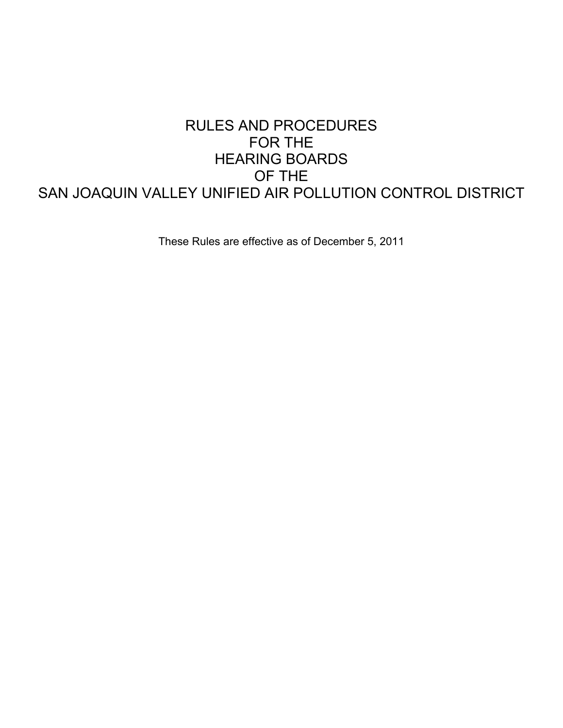# RULES AND PROCEDURES FOR THE HEARING BOARDS OF THE SAN JOAQUIN VALLEY UNIFIED AIR POLLUTION CONTROL DISTRICT

These Rules are effective as of December 5, 2011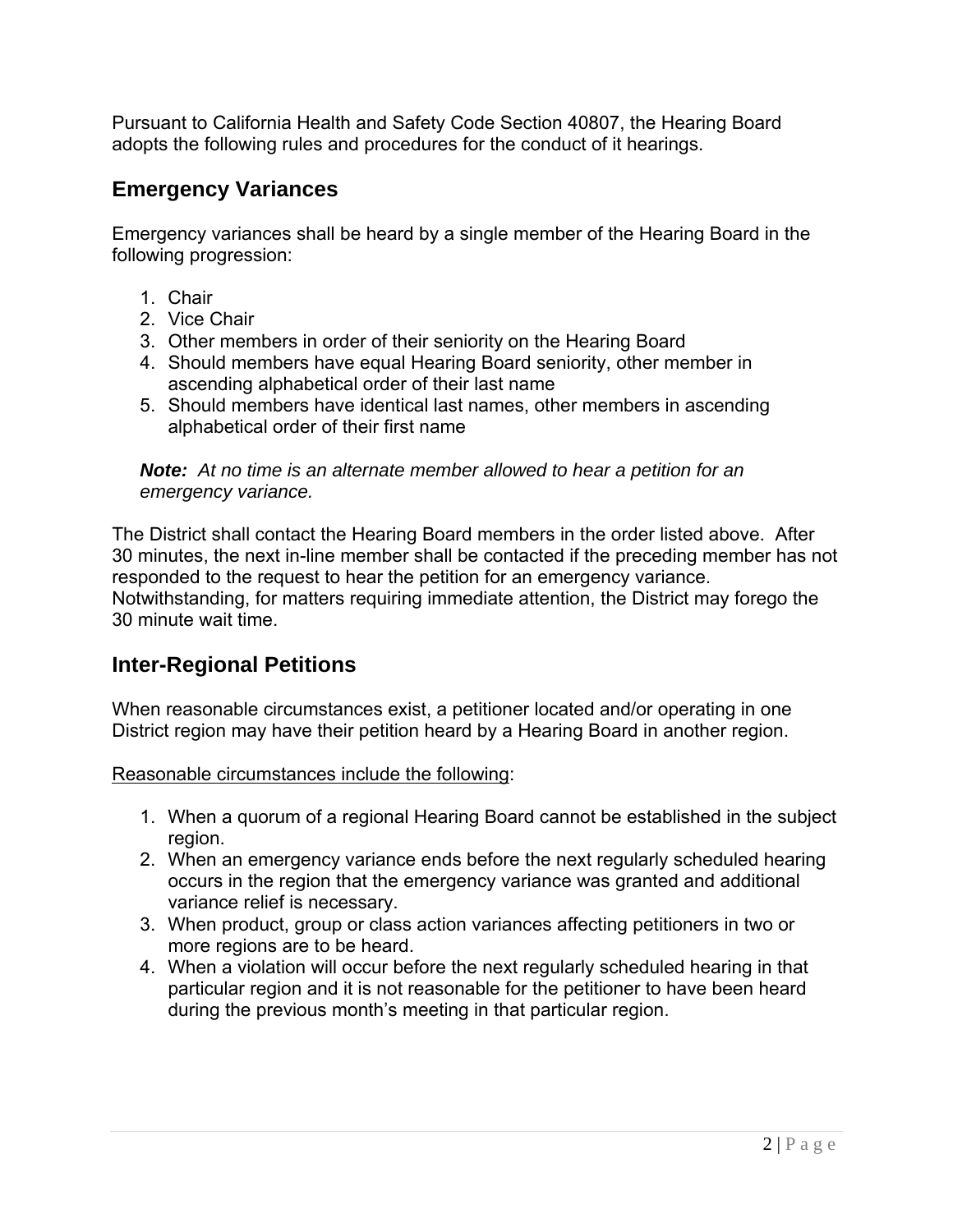Pursuant to California Health and Safety Code Section 40807, the Hearing Board adopts the following rules and procedures for the conduct of it hearings.

## Emergency Variances

Emergency variances shall be heard by a single member of the Hearing Board in the following progression:

1. Chair
2. Vice Chair
3. Other members in order of their seniority on the Hearing Board
4. Should members have equal Hearing Board seniority, other member in ascending alphabetical order of their last name
5. Should members have identical last names, other members in ascending alphabetical order of their first name

> ***Note:*** *At no time is an alternate member allowed to hear a petition for an emergency variance.*

The District shall contact the Hearing Board members in the order listed above. After 30 minutes, the next in-line member shall be contacted if the preceding member has not responded to the request to hear the petition for an emergency variance. Notwithstanding, for matters requiring immediate attention, the District may forego the 30 minute wait time.

## Inter-Regional Petitions

When reasonable circumstances exist, a petitioner located and/or operating in one District region may have their petition heard by a Hearing Board in another region.

<u>Reasonable circumstances include the following</u>:

1. When a quorum of a regional Hearing Board cannot be established in the subject region.
2. When an emergency variance ends before the next regularly scheduled hearing occurs in the region that the emergency variance was granted and additional variance relief is necessary.
3. When product, group or class action variances affecting petitioners in two or more regions are to be heard.
4. When a violation will occur before the next regularly scheduled hearing in that particular region and it is not reasonable for the petitioner to have been heard during the previous month's meeting in that particular region.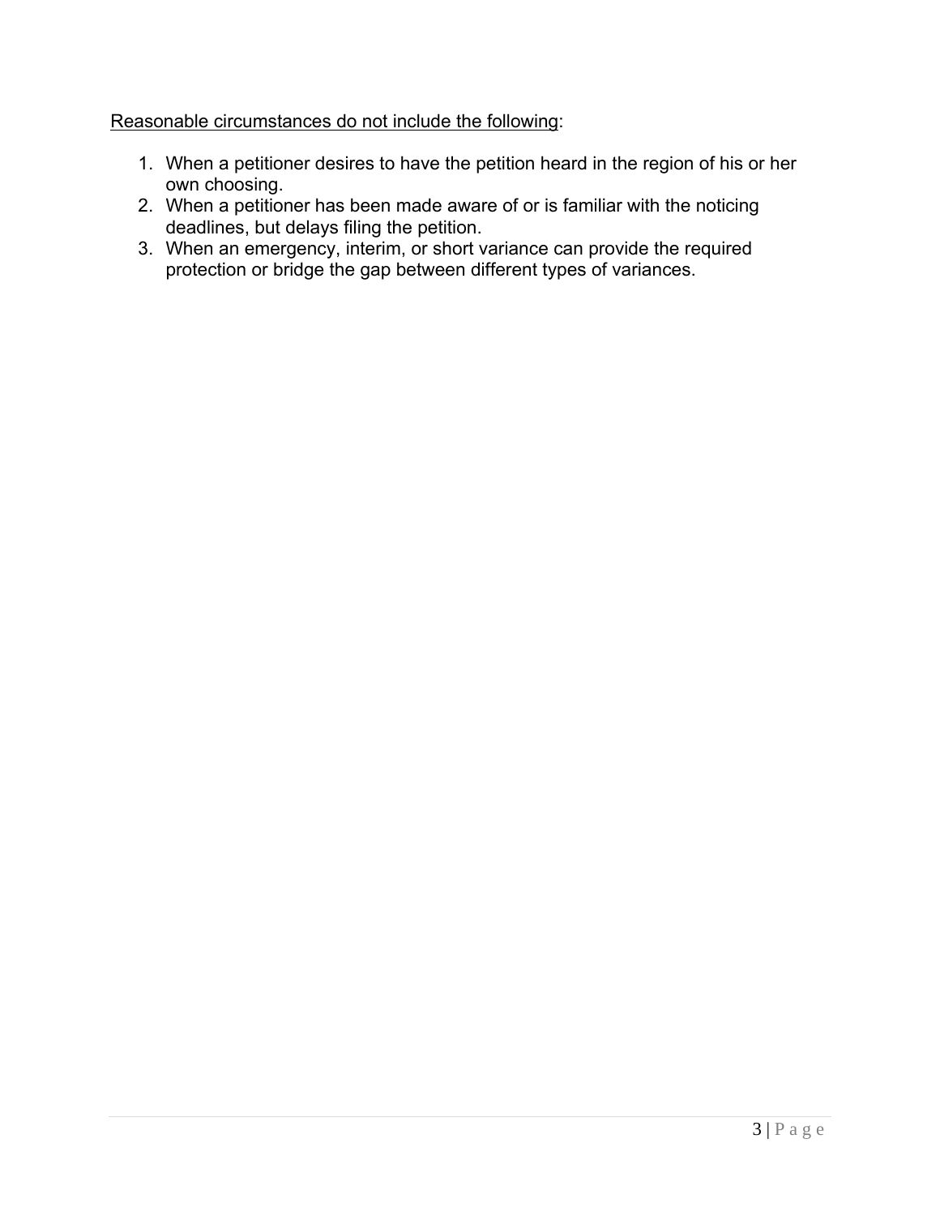<u>Reasonable circumstances do not include the following</u>:

1. When a petitioner desires to have the petition heard in the region of his or her own choosing.
2. When a petitioner has been made aware of or is familiar with the noticing deadlines, but delays filing the petition.
3. When an emergency, interim, or short variance can provide the required protection or bridge the gap between different types of variances.